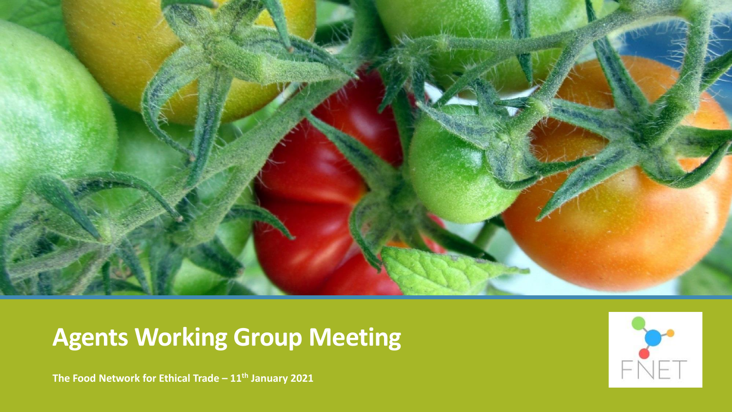# Agents Working Group Meeting

**The Food Network for Ethical Trade – 11th January 2021**

FNET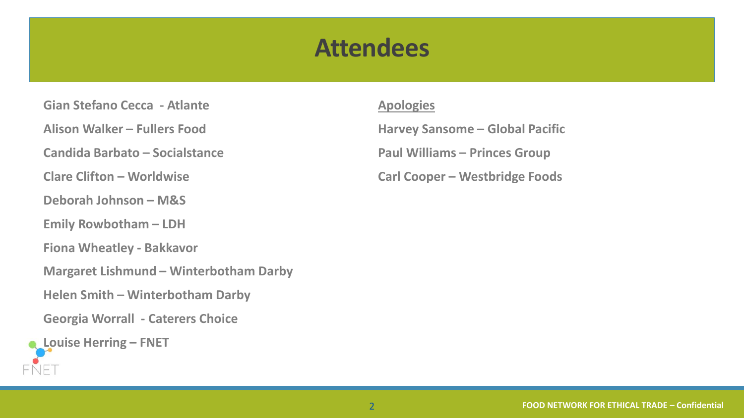# Attendees

- Gian Stefano Cecca - Atlante
- Alison Walker – Fullers Food
- Candida Barbato – Socialstance
- Clare Clifton – Worldwise
- Deborah Johnson – M&S
- Emily Rowbotham – LDH
- Fiona Wheatley - Bakkavor
- Margaret Lishmund – Winterbotham Darby
- Helen Smith – Winterbotham Darby
- Georgia Worrall - Caterers Choice
- Louise Herring – FNET

## Apologies

- Harvey Sansome – Global Pacific
- Paul Williams – Princes Group
- Carl Cooper – Westbridge Foods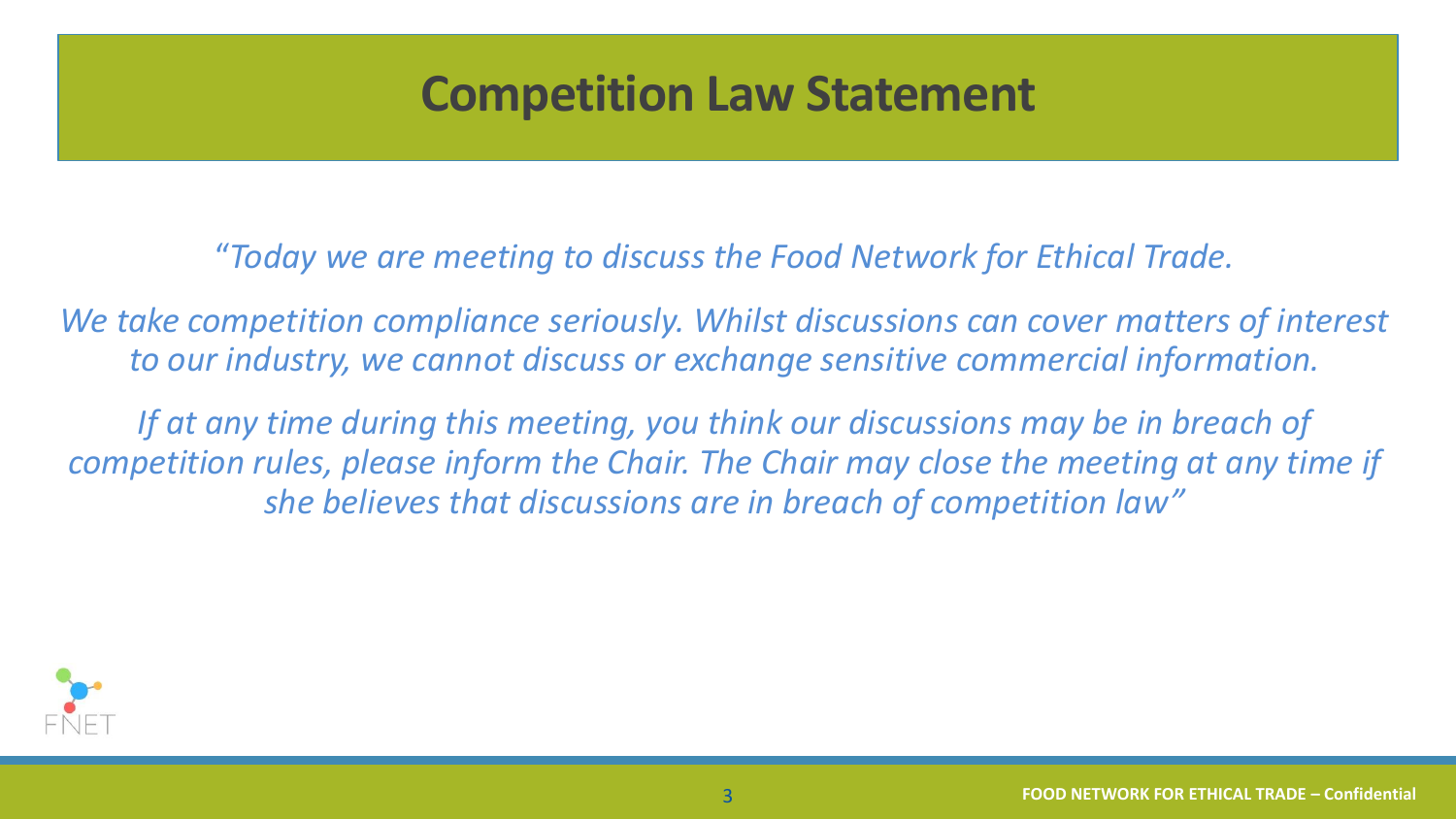# Competition Law Statement

*"Today we are meeting to discuss the Food Network for Ethical Trade.*

*We take competition compliance seriously. Whilst discussions can cover matters of interest to our industry, we cannot discuss or exchange sensitive commercial information.*

*If at any time during this meeting, you think our discussions may be in breach of competition rules, please inform the Chair. The Chair may close the meeting at any time if she believes that discussions are in breach of competition law"*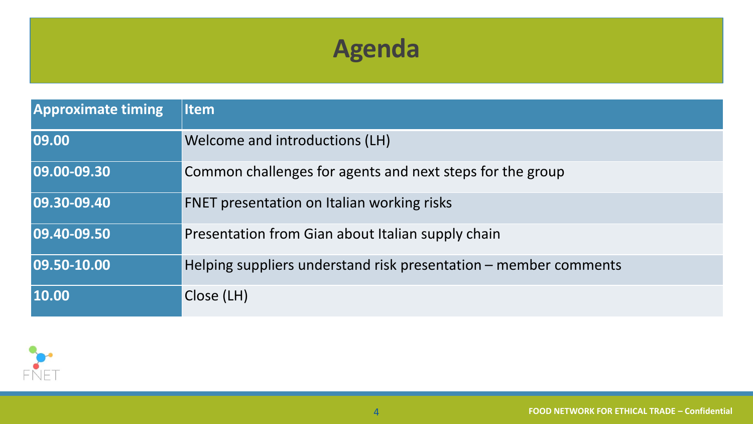# Agenda

| Approximate timing | Item |
| --- | --- |
| 09.00 | Welcome and introductions (LH) |
| 09.00-09.30 | Common challenges for agents and next steps for the group |
| 09.30-09.40 | FNET presentation on Italian working risks |
| 09.40-09.50 | Presentation from Gian about Italian supply chain |
| 09.50-10.00 | Helping suppliers understand risk presentation – member comments |
| 10.00 | Close (LH) |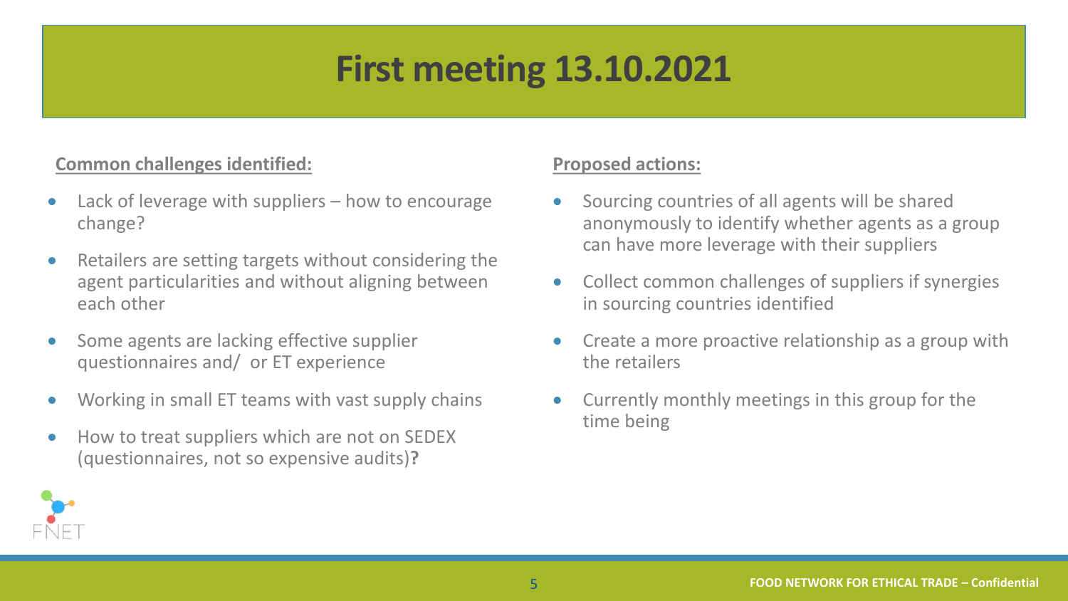# First meeting 13.10.2021

**Common challenges identified:**

- Lack of leverage with suppliers – how to encourage change?
- Retailers are setting targets without considering the agent particularities and without aligning between each other
- Some agents are lacking effective supplier questionnaires and/ or ET experience
- Working in small ET teams with vast supply chains
- How to treat suppliers which are not on SEDEX (questionnaires, not so expensive audits)**?**

**Proposed actions:**

- Sourcing countries of all agents will be shared anonymously to identify whether agents as a group can have more leverage with their suppliers
- Collect common challenges of suppliers if synergies in sourcing countries identified
- Create a more proactive relationship as a group with the retailers
- Currently monthly meetings in this group for the time being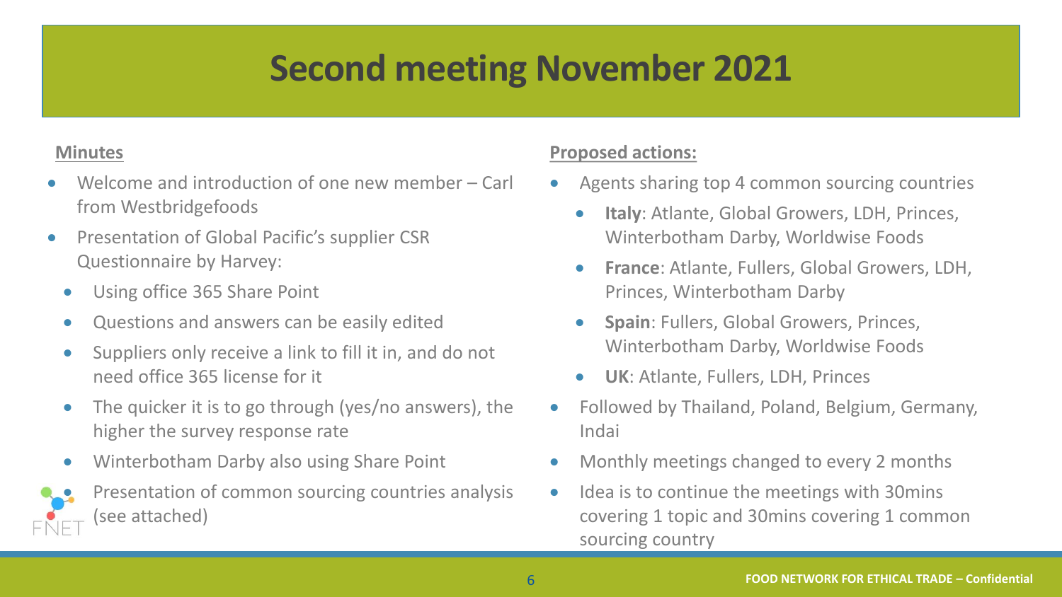# Second meeting November 2021

**Minutes**

- Welcome and introduction of one new member – Carl from Westbridgefoods
- Presentation of Global Pacific's supplier CSR Questionnaire by Harvey:
  - Using office 365 Share Point
  - Questions and answers can be easily edited
  - Suppliers only receive a link to fill it in, and do not need office 365 license for it
  - The quicker it is to go through (yes/no answers), the higher the survey response rate
  - Winterbotham Darby also using Share Point
- Presentation of common sourcing countries analysis (see attached)

**Proposed actions:**

- Agents sharing top 4 common sourcing countries
  - **Italy**: Atlante, Global Growers, LDH, Princes, Winterbotham Darby, Worldwise Foods
  - **France**: Atlante, Fullers, Global Growers, LDH, Princes, Winterbotham Darby
  - **Spain**: Fullers, Global Growers, Princes, Winterbotham Darby, Worldwise Foods
  - **UK**: Atlante, Fullers, LDH, Princes
- Followed by Thailand, Poland, Belgium, Germany, Indai
- Monthly meetings changed to every 2 months
- Idea is to continue the meetings with 30mins covering 1 topic and 30mins covering 1 common sourcing country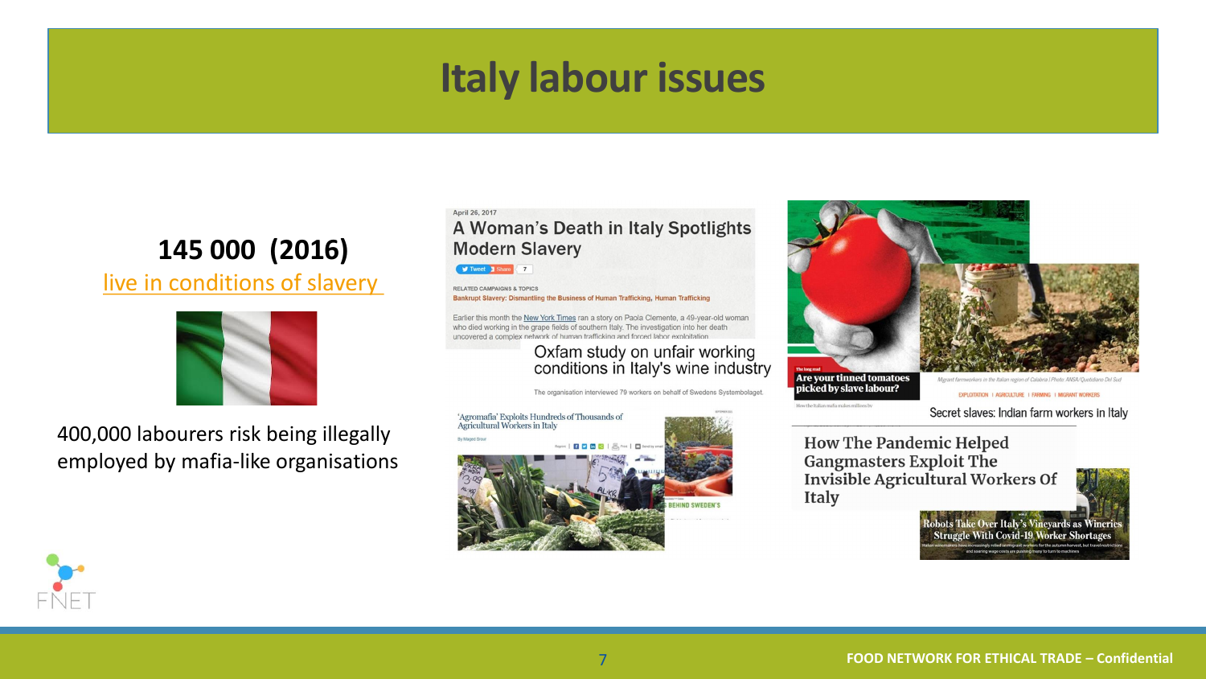# Italy labour issues

**145 000 (2016)**

live in conditions of slavery

400,000 labourers risk being illegally employed by mafia-like organisations

April 26, 2017

## A Woman's Death in Italy Spotlights Modern Slavery

RELATED CAMPAIGNS & TOPICS

Bankrupt Slavery: Dismantling the Business of Human Trafficking, Human Trafficking

Earlier this month the New York Times ran a story on Paola Clemente, a 49-year-old woman who died working in the grape fields of southern Italy. The investigation into her death uncovered a complex network of human trafficking and forced labor exploitation

## Oxfam study on unfair working conditions in Italy's wine industry

The organisation interviewed 79 workers on behalf of Swedens Systembolaget.

'Agromafia' Exploits Hundreds of Thousands of Agricultural Workers in Italy

BEHIND SWEDEN'S

Are your tinned tomatoes picked by slave labour?

Migrant farmworkers in the Italian region of Calabria | Photo: ANSA/Quotidiano Del Sud

EXPLOITATION | AGRICULTURE | FARMING | MIGRANT WORKERS

Secret slaves: Indian farm workers in Italy

## How The Pandemic Helped Gangmasters Exploit The Invisible Agricultural Workers Of Italy

Robots Take Over Italy's Vineyards as Wineries Struggle With Covid-19 Worker Shortages

FOOD NETWORK FOR ETHICAL TRADE – Confidential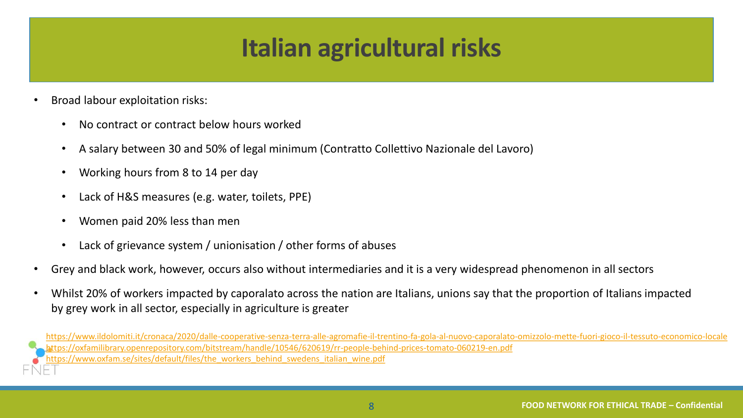# Italian agricultural risks

- Broad labour exploitation risks:
  - No contract or contract below hours worked
  - A salary between 30 and 50% of legal minimum (Contratto Collettivo Nazionale del Lavoro)
  - Working hours from 8 to 14 per day
  - Lack of H&S measures (e.g. water, toilets, PPE)
  - Women paid 20% less than men
  - Lack of grievance system / unionisation / other forms of abuses
- Grey and black work, however, occurs also without intermediaries and it is a very widespread phenomenon in all sectors
- Whilst 20% of workers impacted by caporalato across the nation are Italians, unions say that the proportion of Italians impacted by grey work in all sector, especially in agriculture is greater

https://www.ildolomiti.it/cronaca/2020/dalle-cooperative-senza-terra-alle-agromafie-il-trentino-fa-gola-al-nuovo-caporalato-omizzolo-mette-fuori-gioco-il-tessuto-economico-locale
https://oxfamilibrary.openrepository.com/bitstream/handle/10546/620619/rr-people-behind-prices-tomato-060219-en.pdf
https://www.oxfam.se/sites/default/files/the_workers_behind_swedens_italian_wine.pdf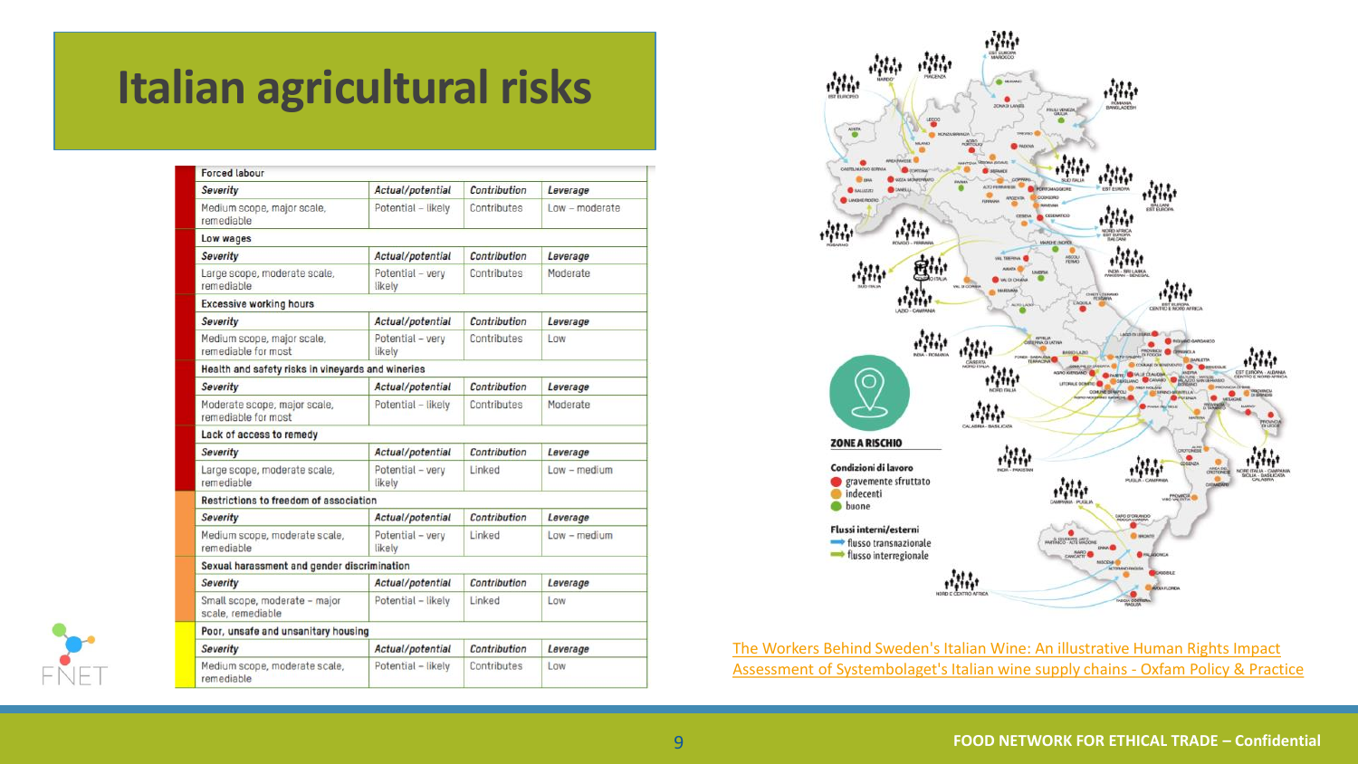# Italian agricultural risks

| Severity | Actual/potential | Contribution | Leverage |
|---|---|---|---|
| **Forced labour** | | | |
| Medium scope, major scale, remediable | Potential – likely | Contributes | Low – moderate |
| **Low wages** | | | |
| Large scope, moderate scale, remediable | Potential – very likely | Contributes | Moderate |
| **Excessive working hours** | | | |
| Medium scope, major scale, remediable for most | Potential – very likely | Contributes | Low |
| **Health and safety risks in vineyards and wineries** | | | |
| Moderate scope, major scale, remediable for most | Potential – likely | Contributes | Moderate |
| **Lack of access to remedy** | | | |
| Large scope, moderate scale, remediable | Potential – very likely | Linked | Low – medium |
| **Restrictions to freedom of association** | | | |
| Medium scope, moderate scale, remediable | Potential – very likely | Linked | Low – medium |
| **Sexual harassment and gender discrimination** | | | |
| Small scope, moderate – major scale, remediable | Potential – likely | Linked | Low |
| **Poor, unsafe and unsanitary housing** | | | |
| Medium scope, moderate scale, remediable | Potential – likely | Contributes | Low |

**ZONE A RISCHIO**

**Condizioni di lavoro**
- gravemente sfruttato
- indecenti
- buone

**Flussi interni/esterni**
- flusso transnazionale
- flusso interregionale

[The Workers Behind Sweden's Italian Wine: An illustrative Human Rights Impact Assessment of Systembolaget's Italian wine supply chains - Oxfam Policy & Practice]

FOOD NETWORK FOR ETHICAL TRADE – Confidential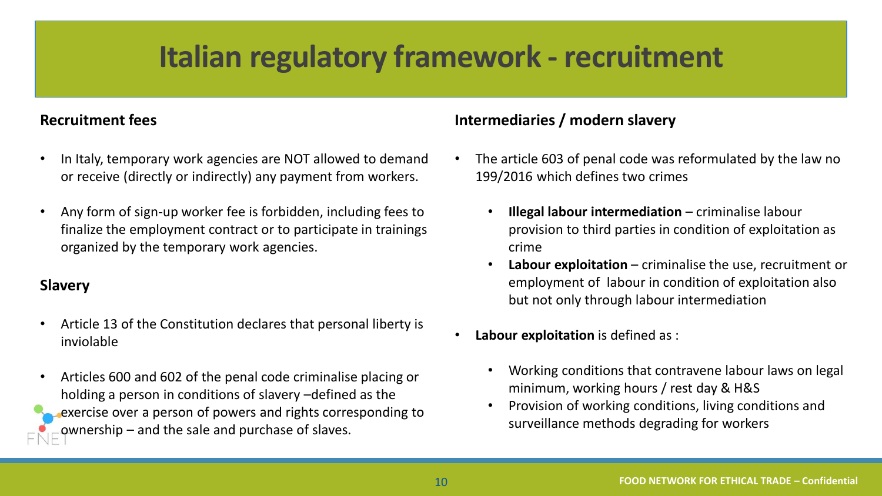# Italian regulatory framework - recruitment

## Recruitment fees

- In Italy, temporary work agencies are NOT allowed to demand or receive (directly or indirectly) any payment from workers.
- Any form of sign-up worker fee is forbidden, including fees to finalize the employment contract or to participate in trainings organized by the temporary work agencies.

## Slavery

- Article 13 of the Constitution declares that personal liberty is inviolable
- Articles 600 and 602 of the penal code criminalise placing or holding a person in conditions of slavery –defined as the exercise over a person of powers and rights corresponding to ownership – and the sale and purchase of slaves.

## Intermediaries / modern slavery

- The article 603 of penal code was reformulated by the law no 199/2016 which defines two crimes
  - **Illegal labour intermediation** – criminalise labour provision to third parties in condition of exploitation as crime
  - **Labour exploitation** – criminalise the use, recruitment or employment of labour in condition of exploitation also but not only through labour intermediation
- **Labour exploitation** is defined as :
  - Working conditions that contravene labour laws on legal minimum, working hours / rest day & H&S
  - Provision of working conditions, living conditions and surveillance methods degrading for workers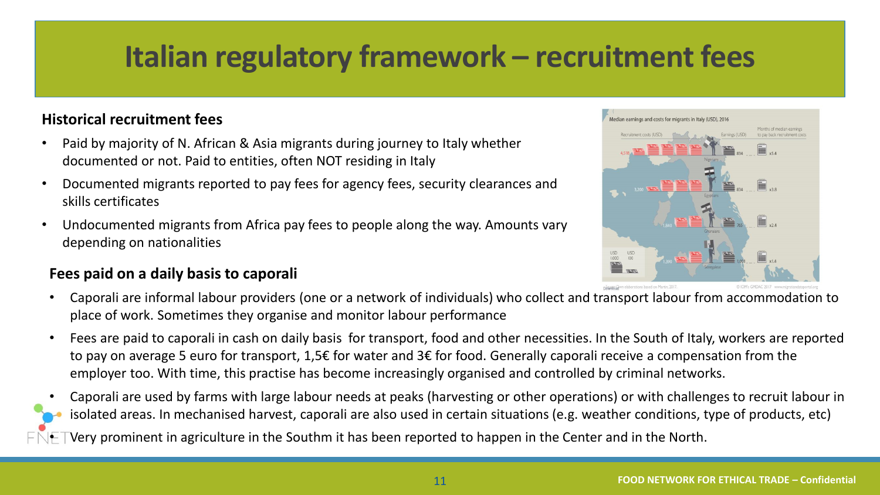# Italian regulatory framework – recruitment fees

**Historical recruitment fees**

- Paid by majority of N. African & Asia migrants during journey to Italy whether documented or not. Paid to entities, often NOT residing in Italy
- Documented migrants reported to pay fees for agency fees, security clearances and skills certificates
- Undocumented migrants from Africa pay fees to people along the way. Amounts vary depending on nationalities

**Fees paid on a daily basis to caporali**

- Caporali are informal labour providers (one or a network of individuals) who collect and transport labour from accommodation to place of work. Sometimes they organise and monitor labour performance
- Fees are paid to caporali in cash on daily basis for transport, food and other necessities. In the South of Italy, workers are reported to pay on average 5 euro for transport, 1,5€ for water and 3€ for food. Generally caporali receive a compensation from the employer too. With time, this practise has become increasingly organised and controlled by criminal networks.
- Caporali are used by farms with large labour needs at peaks (harvesting or other operations) or with challenges to recruit labour in isolated areas. In mechanised harvest, caporali are also used in certain situations (e.g. weather conditions, type of products, etc)
- Very prominent in agriculture in the Southm it has been reported to happen in the Center and in the North.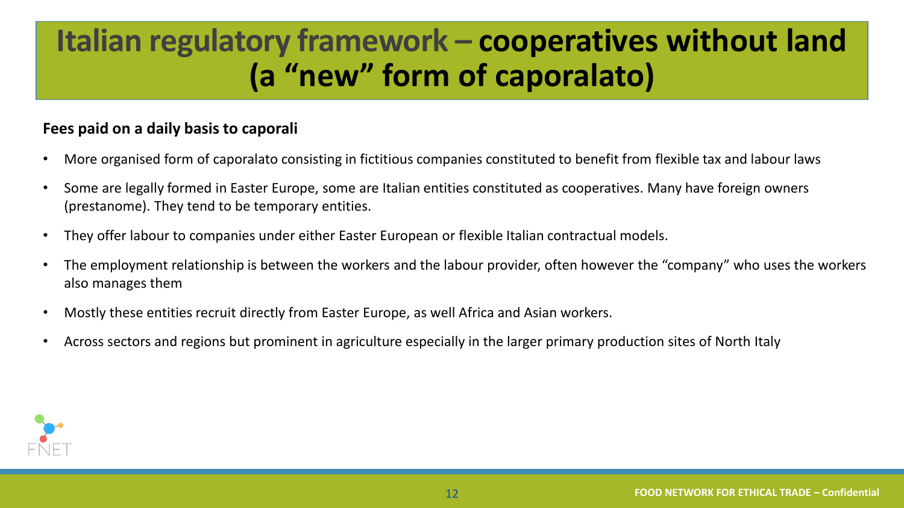# Italian regulatory framework – cooperatives without land (a "new" form of caporalato)

**Fees paid on a daily basis to caporali**

- More organised form of caporalato consisting in fictitious companies constituted to benefit from flexible tax and labour laws
- Some are legally formed in Easter Europe, some are Italian entities constituted as cooperatives. Many have foreign owners (prestanome). They tend to be temporary entities.
- They offer labour to companies under either Easter European or flexible Italian contractual models.
- The employment relationship is between the workers and the labour provider, often however the "company" who uses the workers also manages them
- Mostly these entities recruit directly from Easter Europe, as well Africa and Asian workers.
- Across sectors and regions but prominent in agriculture especially in the larger primary production sites of North Italy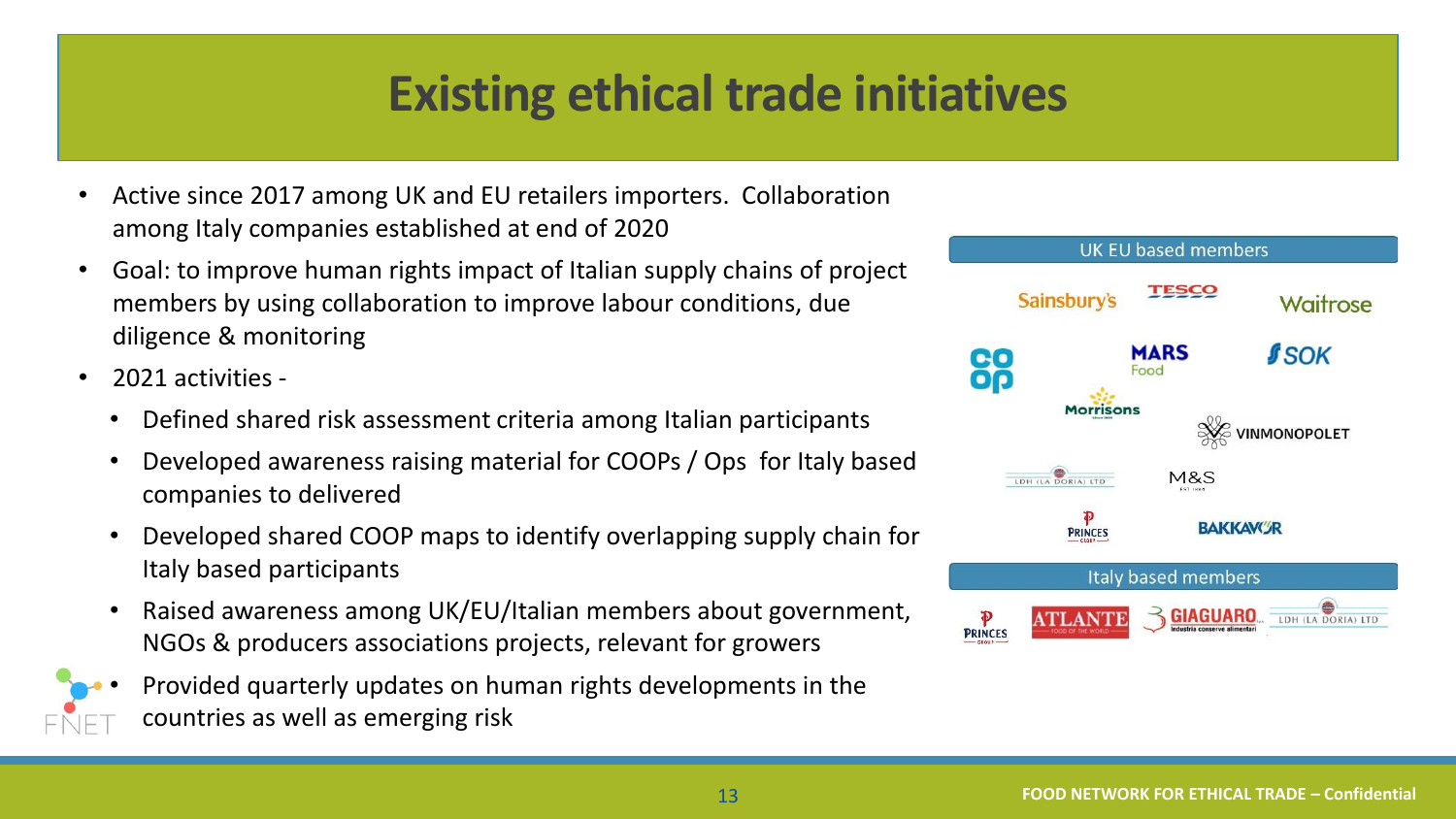# Existing ethical trade initiatives

- Active since 2017 among UK and EU retailers importers. Collaboration among Italy companies established at end of 2020
- Goal: to improve human rights impact of Italian supply chains of project members by using collaboration to improve labour conditions, due diligence & monitoring
- 2021 activities -
  - Defined shared risk assessment criteria among Italian participants
  - Developed awareness raising material for COOPs / Ops for Italy based companies to delivered
  - Developed shared COOP maps to identify overlapping supply chain for Italy based participants
  - Raised awareness among UK/EU/Italian members about government, NGOs & producers associations projects, relevant for growers
  - Provided quarterly updates on human rights developments in the countries as well as emerging risk

**UK EU based members**

Sainsbury's, Tesco, Waitrose, Co op, Mars Food, SOK, Morrisons, Vinmonopolet, LDH (La Doria) Ltd, M&S, Princes, Bakkavor

**Italy based members**

Princes, Atlante, Giaguaro, LDH (La Doria) Ltd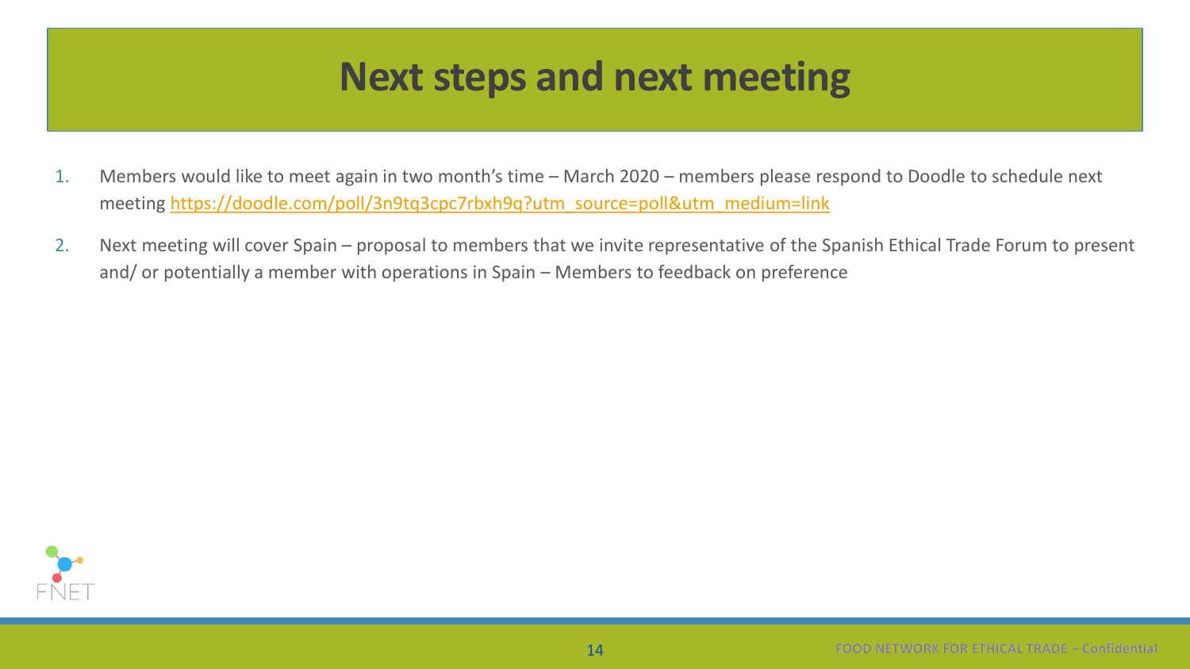# Next steps and next meeting

1. Members would like to meet again in two month's time – March 2020 – members please respond to Doodle to schedule next meeting https://doodle.com/poll/3n9tq3cpc7rbxh9q?utm_source=poll&utm_medium=link
2. Next meeting will cover Spain – proposal to members that we invite representative of the Spanish Ethical Trade Forum to present and/ or potentially a member with operations in Spain – Members to feedback on preference